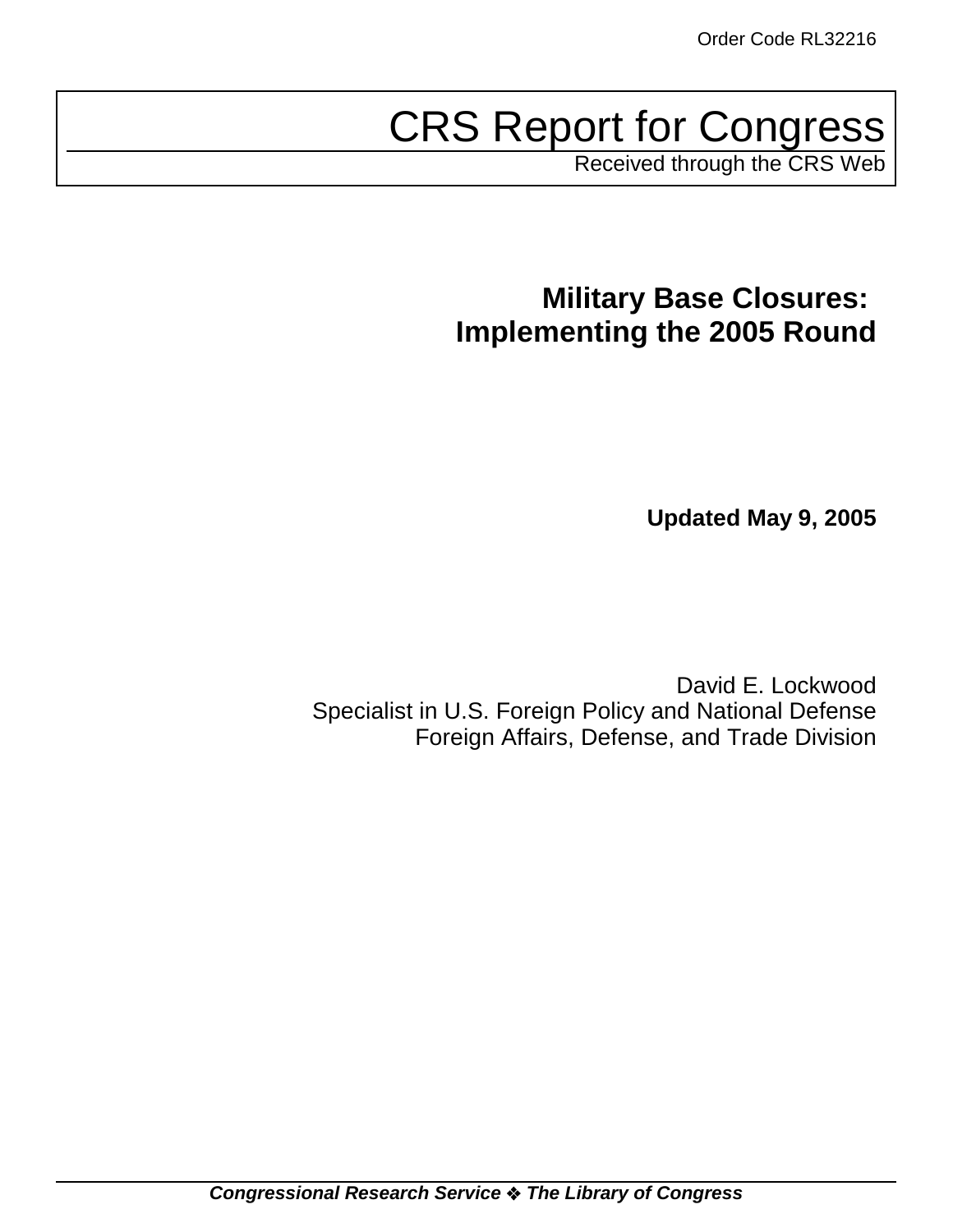Order Code RL32216

# CRS Report for Congress

Received through the CRS Web

## Military Base Closures: Implementing the 2005 Round

**Updated May 9, 2005**

David E. Lockwood
Specialist in U.S. Foreign Policy and National Defense
Foreign Affairs, Defense, and Trade Division

***Congressional Research Service ❖ The Library of Congress***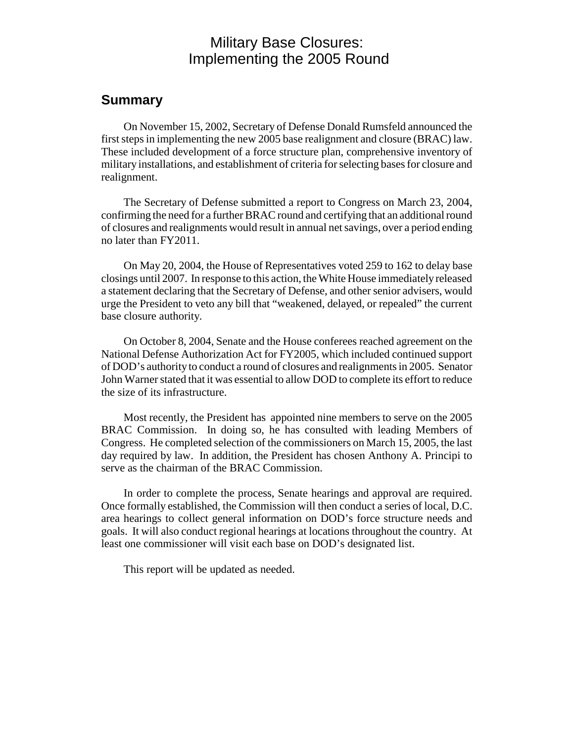# Military Base Closures: Implementing the 2005 Round

## Summary

On November 15, 2002, Secretary of Defense Donald Rumsfeld announced the first steps in implementing the new 2005 base realignment and closure (BRAC) law. These included development of a force structure plan, comprehensive inventory of military installations, and establishment of criteria for selecting bases for closure and realignment.

The Secretary of Defense submitted a report to Congress on March 23, 2004, confirming the need for a further BRAC round and certifying that an additional round of closures and realignments would result in annual net savings, over a period ending no later than FY2011.

On May 20, 2004, the House of Representatives voted 259 to 162 to delay base closings until 2007. In response to this action, the White House immediately released a statement declaring that the Secretary of Defense, and other senior advisers, would urge the President to veto any bill that "weakened, delayed, or repealed" the current base closure authority.

On October 8, 2004, Senate and the House conferees reached agreement on the National Defense Authorization Act for FY2005, which included continued support of DOD's authority to conduct a round of closures and realignments in 2005. Senator John Warner stated that it was essential to allow DOD to complete its effort to reduce the size of its infrastructure.

Most recently, the President has appointed nine members to serve on the 2005 BRAC Commission. In doing so, he has consulted with leading Members of Congress. He completed selection of the commissioners on March 15, 2005, the last day required by law. In addition, the President has chosen Anthony A. Principi to serve as the chairman of the BRAC Commission.

In order to complete the process, Senate hearings and approval are required. Once formally established, the Commission will then conduct a series of local, D.C. area hearings to collect general information on DOD's force structure needs and goals. It will also conduct regional hearings at locations throughout the country. At least one commissioner will visit each base on DOD's designated list.

This report will be updated as needed.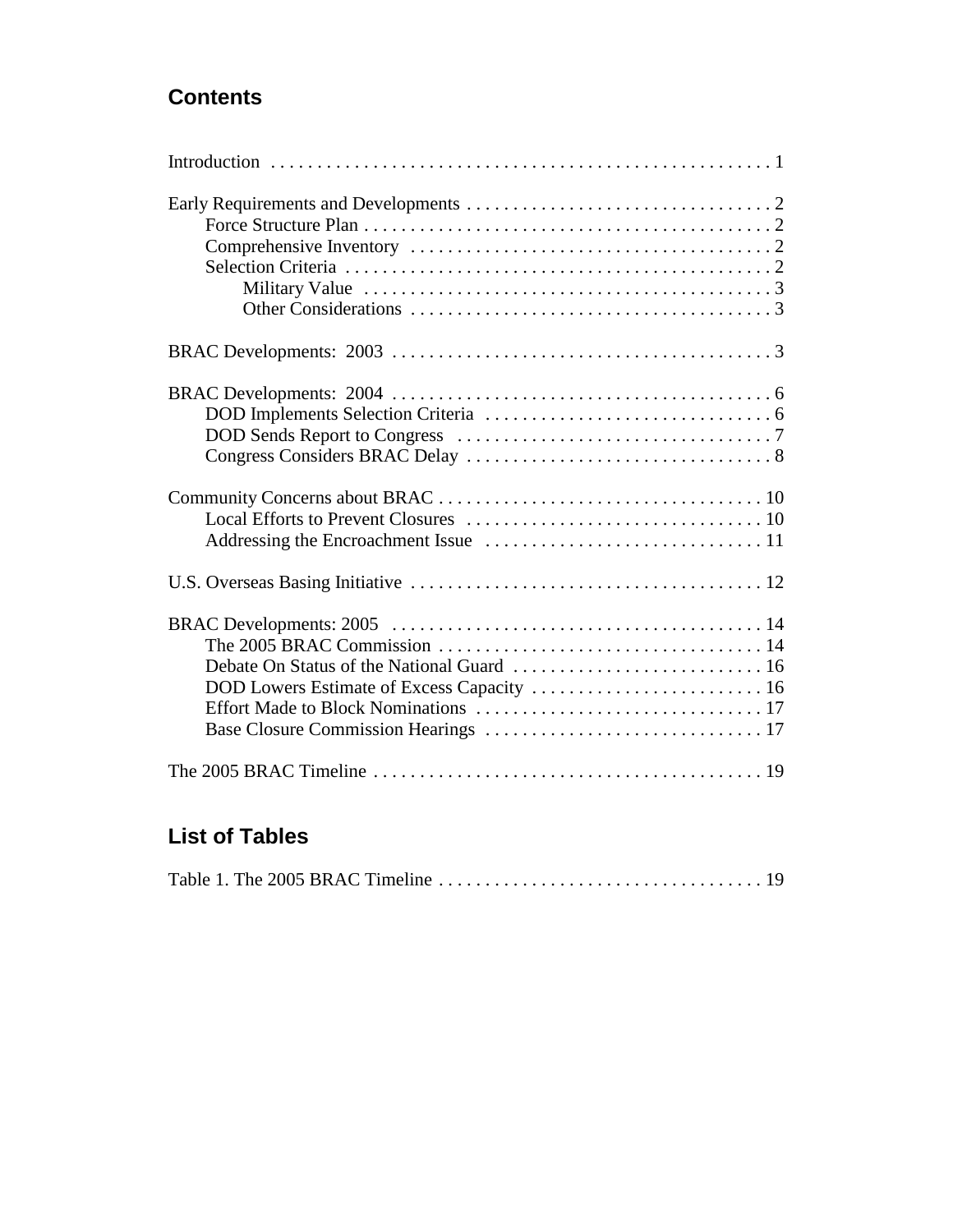## Contents

Introduction . . . . . . . . . . . . . . . . . . . . . . . . . . . . . . . . . . . . . . . . . . . . . . . . . . . . . 1

Early Requirements and Developments . . . . . . . . . . . . . . . . . . . . . . . . . . . . . . . . . 2
- Force Structure Plan . . . . . . . . . . . . . . . . . . . . . . . . . . . . . . . . . . . . . . . . . . . . 2
- Comprehensive Inventory . . . . . . . . . . . . . . . . . . . . . . . . . . . . . . . . . . . . . . . 2
- Selection Criteria . . . . . . . . . . . . . . . . . . . . . . . . . . . . . . . . . . . . . . . . . . . . . . 2
  - Military Value . . . . . . . . . . . . . . . . . . . . . . . . . . . . . . . . . . . . . . . . . . . . 3
  - Other Considerations . . . . . . . . . . . . . . . . . . . . . . . . . . . . . . . . . . . . . . . 3

BRAC Developments: 2003 . . . . . . . . . . . . . . . . . . . . . . . . . . . . . . . . . . . . . . . . . 3

BRAC Developments: 2004 . . . . . . . . . . . . . . . . . . . . . . . . . . . . . . . . . . . . . . . . . 6
- DOD Implements Selection Criteria . . . . . . . . . . . . . . . . . . . . . . . . . . . . . . . 6
- DOD Sends Report to Congress . . . . . . . . . . . . . . . . . . . . . . . . . . . . . . . . . . 7
- Congress Considers BRAC Delay . . . . . . . . . . . . . . . . . . . . . . . . . . . . . . . . . 8

Community Concerns about BRAC . . . . . . . . . . . . . . . . . . . . . . . . . . . . . . . . . . . 10
- Local Efforts to Prevent Closures . . . . . . . . . . . . . . . . . . . . . . . . . . . . . . . . 10
- Addressing the Encroachment Issue . . . . . . . . . . . . . . . . . . . . . . . . . . . . . . 11

U.S. Overseas Basing Initiative . . . . . . . . . . . . . . . . . . . . . . . . . . . . . . . . . . . . . . 12

BRAC Developments: 2005 . . . . . . . . . . . . . . . . . . . . . . . . . . . . . . . . . . . . . . . . 14
- The 2005 BRAC Commission . . . . . . . . . . . . . . . . . . . . . . . . . . . . . . . . . . . 14
- Debate On Status of the National Guard . . . . . . . . . . . . . . . . . . . . . . . . . . . 16
- DOD Lowers Estimate of Excess Capacity . . . . . . . . . . . . . . . . . . . . . . . . . 16
- Effort Made to Block Nominations . . . . . . . . . . . . . . . . . . . . . . . . . . . . . . . 17
- Base Closure Commission Hearings . . . . . . . . . . . . . . . . . . . . . . . . . . . . . . 17

The 2005 BRAC Timeline . . . . . . . . . . . . . . . . . . . . . . . . . . . . . . . . . . . . . . . . . . 19

## List of Tables

Table 1. The 2005 BRAC Timeline . . . . . . . . . . . . . . . . . . . . . . . . . . . . . . . . . . . 19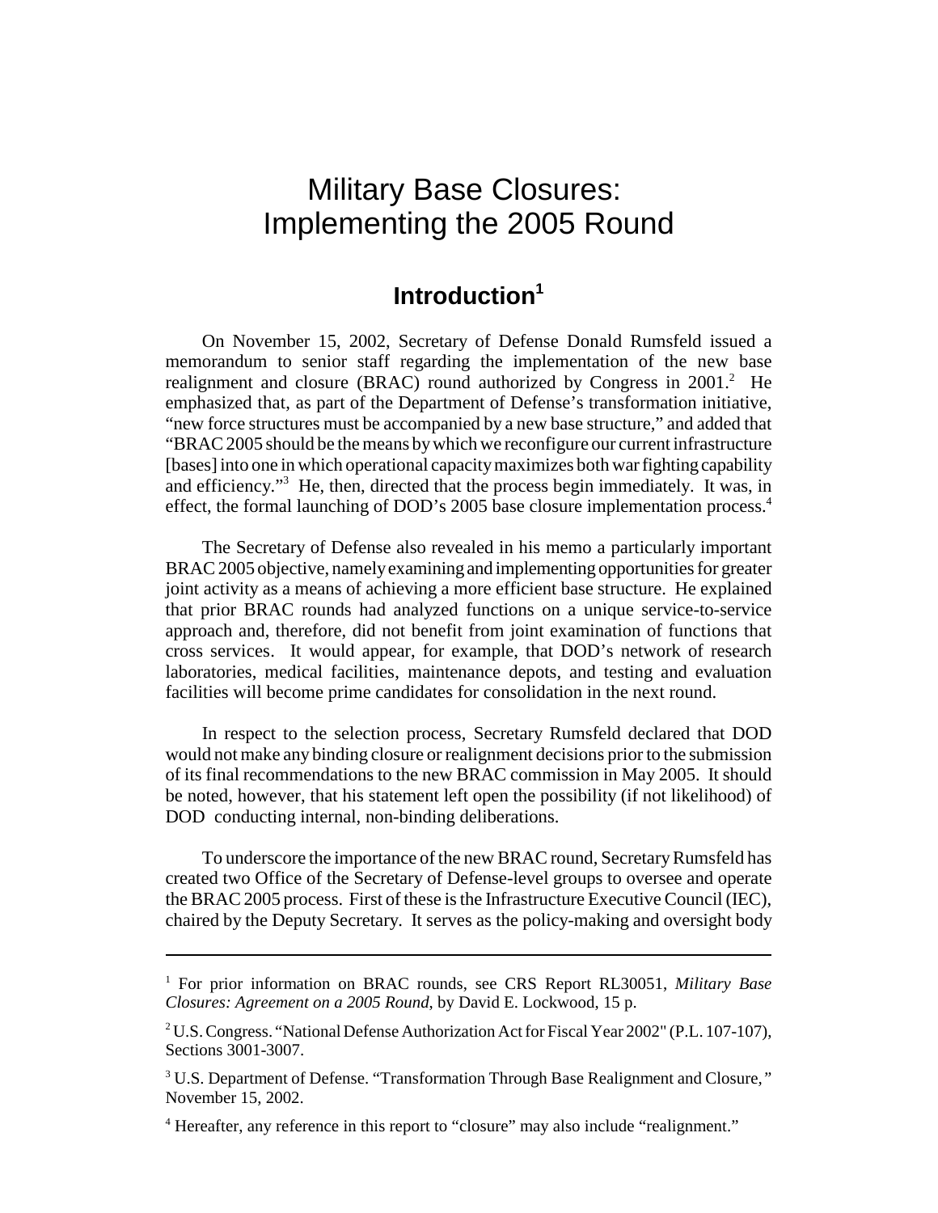# Military Base Closures: Implementing the 2005 Round

## Introduction[1]

On November 15, 2002, Secretary of Defense Donald Rumsfeld issued a memorandum to senior staff regarding the implementation of the new base realignment and closure (BRAC) round authorized by Congress in 2001.[2] He emphasized that, as part of the Department of Defense's transformation initiative, "new force structures must be accompanied by a new base structure," and added that "BRAC 2005 should be the means by which we reconfigure our current infrastructure [bases] into one in which operational capacity maximizes both war fighting capability and efficiency."[3] He, then, directed that the process begin immediately. It was, in effect, the formal launching of DOD's 2005 base closure implementation process.[4]

The Secretary of Defense also revealed in his memo a particularly important BRAC 2005 objective, namely examining and implementing opportunities for greater joint activity as a means of achieving a more efficient base structure. He explained that prior BRAC rounds had analyzed functions on a unique service-to-service approach and, therefore, did not benefit from joint examination of functions that cross services. It would appear, for example, that DOD's network of research laboratories, medical facilities, maintenance depots, and testing and evaluation facilities will become prime candidates for consolidation in the next round.

In respect to the selection process, Secretary Rumsfeld declared that DOD would not make any binding closure or realignment decisions prior to the submission of its final recommendations to the new BRAC commission in May 2005. It should be noted, however, that his statement left open the possibility (if not likelihood) of DOD conducting internal, non-binding deliberations.

To underscore the importance of the new BRAC round, Secretary Rumsfeld has created two Office of the Secretary of Defense-level groups to oversee and operate the BRAC 2005 process. First of these is the Infrastructure Executive Council (IEC), chaired by the Deputy Secretary. It serves as the policy-making and oversight body

---

[1] For prior information on BRAC rounds, see CRS Report RL30051, *Military Base Closures: Agreement on a 2005 Round*, by David E. Lockwood, 15 p.

[2] U.S. Congress. "National Defense Authorization Act for Fiscal Year 2002" (P.L. 107-107), Sections 3001-3007.

[3] U.S. Department of Defense. "Transformation Through Base Realignment and Closure," November 15, 2002.

[4] Hereafter, any reference in this report to "closure" may also include "realignment."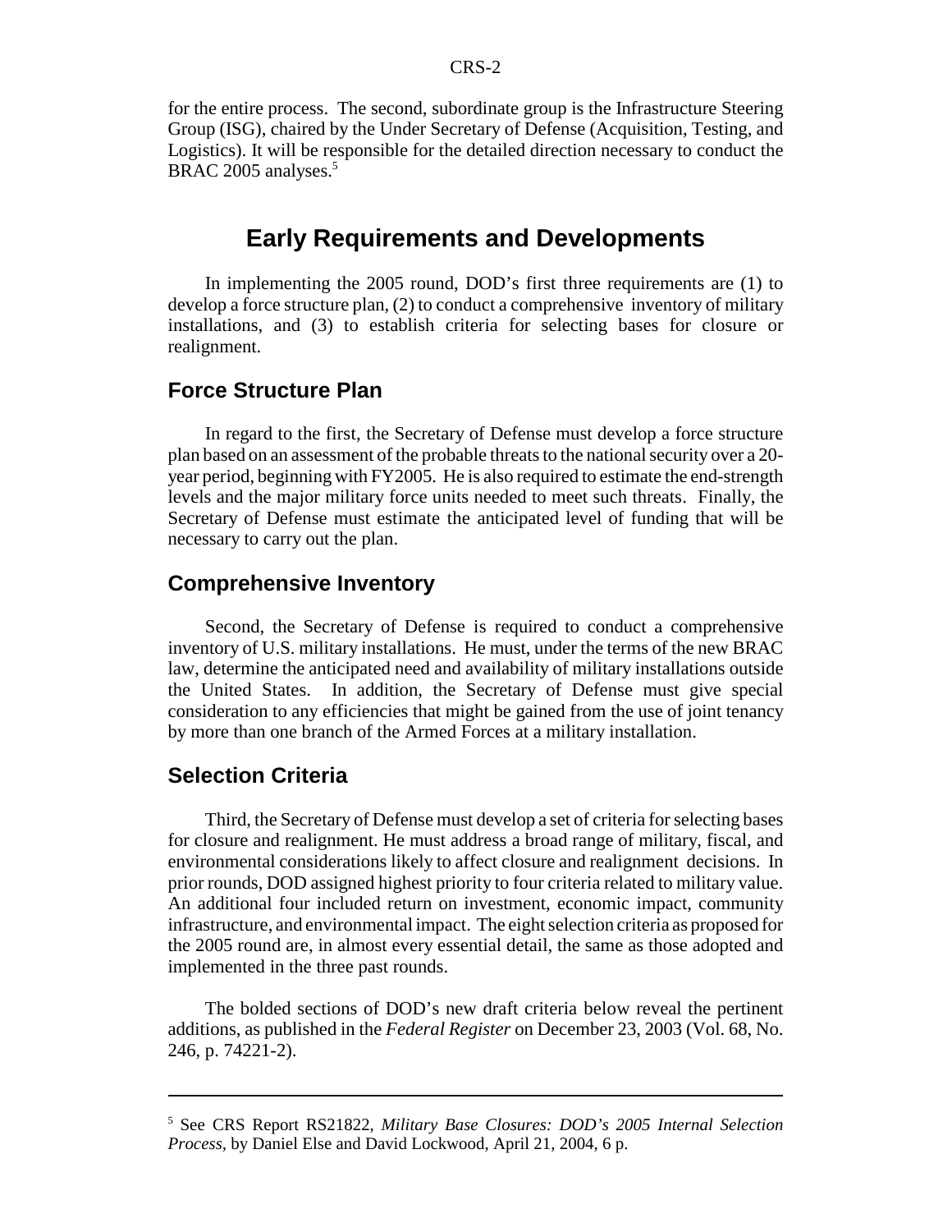for the entire process. The second, subordinate group is the Infrastructure Steering Group (ISG), chaired by the Under Secretary of Defense (Acquisition, Testing, and Logistics). It will be responsible for the detailed direction necessary to conduct the BRAC 2005 analyses.[5]

## Early Requirements and Developments

In implementing the 2005 round, DOD's first three requirements are (1) to develop a force structure plan, (2) to conduct a comprehensive inventory of military installations, and (3) to establish criteria for selecting bases for closure or realignment.

### Force Structure Plan

In regard to the first, the Secretary of Defense must develop a force structure plan based on an assessment of the probable threats to the national security over a 20-year period, beginning with FY2005. He is also required to estimate the end-strength levels and the major military force units needed to meet such threats. Finally, the Secretary of Defense must estimate the anticipated level of funding that will be necessary to carry out the plan.

### Comprehensive Inventory

Second, the Secretary of Defense is required to conduct a comprehensive inventory of U.S. military installations. He must, under the terms of the new BRAC law, determine the anticipated need and availability of military installations outside the United States. In addition, the Secretary of Defense must give special consideration to any efficiencies that might be gained from the use of joint tenancy by more than one branch of the Armed Forces at a military installation.

### Selection Criteria

Third, the Secretary of Defense must develop a set of criteria for selecting bases for closure and realignment. He must address a broad range of military, fiscal, and environmental considerations likely to affect closure and realignment decisions. In prior rounds, DOD assigned highest priority to four criteria related to military value. An additional four included return on investment, economic impact, community infrastructure, and environmental impact. The eight selection criteria as proposed for the 2005 round are, in almost every essential detail, the same as those adopted and implemented in the three past rounds.

The bolded sections of DOD's new draft criteria below reveal the pertinent additions, as published in the *Federal Register* on December 23, 2003 (Vol. 68, No. 246, p. 74221-2).

---

[5] See CRS Report RS21822, *Military Base Closures: DOD's 2005 Internal Selection Process*, by Daniel Else and David Lockwood, April 21, 2004, 6 p.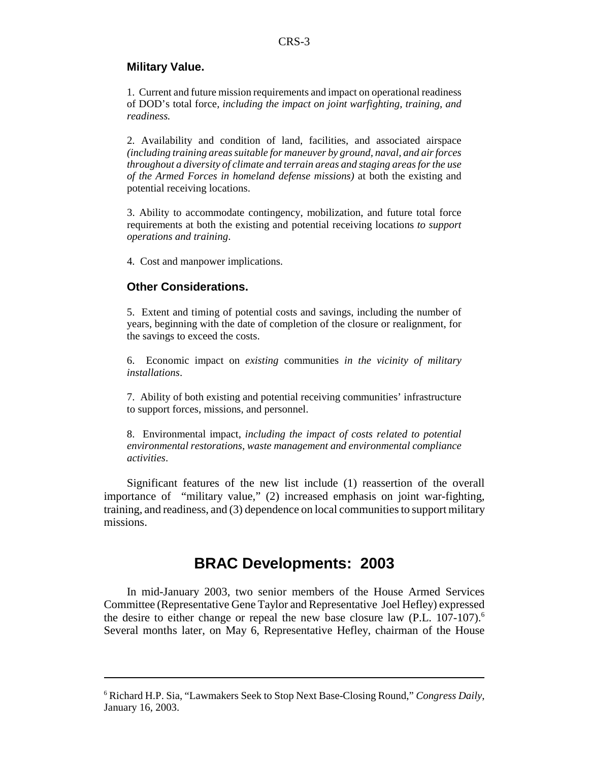### Military Value.

1. Current and future mission requirements and impact on operational readiness of DOD's total force, *including the impact on joint warfighting, training, and readiness.*

2. Availability and condition of land, facilities, and associated airspace *(including training areas suitable for maneuver by ground, naval, and air forces throughout a diversity of climate and terrain areas and staging areas for the use of the Armed Forces in homeland defense missions)* at both the existing and potential receiving locations.

3. Ability to accommodate contingency, mobilization, and future total force requirements at both the existing and potential receiving locations *to support operations and training*.

4. Cost and manpower implications.

### Other Considerations.

5. Extent and timing of potential costs and savings, including the number of years, beginning with the date of completion of the closure or realignment, for the savings to exceed the costs.

6. Economic impact on *existing* communities *in the vicinity of military installations*.

7. Ability of both existing and potential receiving communities' infrastructure to support forces, missions, and personnel.

8. Environmental impact, *including the impact of costs related to potential environmental restorations, waste management and environmental compliance activities*.

Significant features of the new list include (1) reassertion of the overall importance of "military value," (2) increased emphasis on joint war-fighting, training, and readiness, and (3) dependence on local communities to support military missions.

## BRAC Developments: 2003

In mid-January 2003, two senior members of the House Armed Services Committee (Representative Gene Taylor and Representative Joel Hefley) expressed the desire to either change or repeal the new base closure law (P.L. 107-107).[6] Several months later, on May 6, Representative Hefley, chairman of the House

---

[6] Richard H.P. Sia, "Lawmakers Seek to Stop Next Base-Closing Round," *Congress Daily*, January 16, 2003.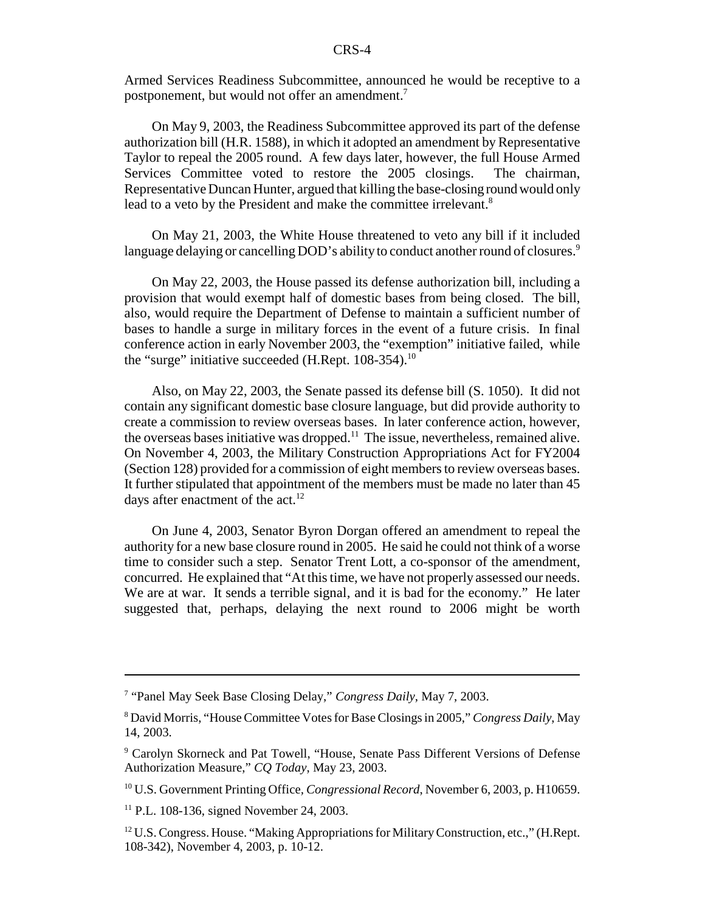Armed Services Readiness Subcommittee, announced he would be receptive to a postponement, but would not offer an amendment.[7]

On May 9, 2003, the Readiness Subcommittee approved its part of the defense authorization bill (H.R. 1588), in which it adopted an amendment by Representative Taylor to repeal the 2005 round. A few days later, however, the full House Armed Services Committee voted to restore the 2005 closings. The chairman, Representative Duncan Hunter, argued that killing the base-closing round would only lead to a veto by the President and make the committee irrelevant.[8]

On May 21, 2003, the White House threatened to veto any bill if it included language delaying or cancelling DOD's ability to conduct another round of closures.[9]

On May 22, 2003, the House passed its defense authorization bill, including a provision that would exempt half of domestic bases from being closed. The bill, also, would require the Department of Defense to maintain a sufficient number of bases to handle a surge in military forces in the event of a future crisis. In final conference action in early November 2003, the "exemption" initiative failed, while the "surge" initiative succeeded (H.Rept. 108-354).[10]

Also, on May 22, 2003, the Senate passed its defense bill (S. 1050). It did not contain any significant domestic base closure language, but did provide authority to create a commission to review overseas bases. In later conference action, however, the overseas bases initiative was dropped.[11] The issue, nevertheless, remained alive. On November 4, 2003, the Military Construction Appropriations Act for FY2004 (Section 128) provided for a commission of eight members to review overseas bases. It further stipulated that appointment of the members must be made no later than 45 days after enactment of the act.[12]

On June 4, 2003, Senator Byron Dorgan offered an amendment to repeal the authority for a new base closure round in 2005. He said he could not think of a worse time to consider such a step. Senator Trent Lott, a co-sponsor of the amendment, concurred. He explained that "At this time, we have not properly assessed our needs. We are at war. It sends a terrible signal, and it is bad for the economy." He later suggested that, perhaps, delaying the next round to 2006 might be worth

---

[7] "Panel May Seek Base Closing Delay," *Congress Daily*, May 7, 2003.

[8] David Morris, "House Committee Votes for Base Closings in 2005," *Congress Daily*, May 14, 2003.

[9] Carolyn Skorneck and Pat Towell, "House, Senate Pass Different Versions of Defense Authorization Measure," *CQ Today*, May 23, 2003.

[10] U.S. Government Printing Office, *Congressional Record*, November 6, 2003, p. H10659.

[11] P.L. 108-136, signed November 24, 2003.

[12] U.S. Congress. House. "Making Appropriations for Military Construction, etc.," (H.Rept. 108-342), November 4, 2003, p. 10-12.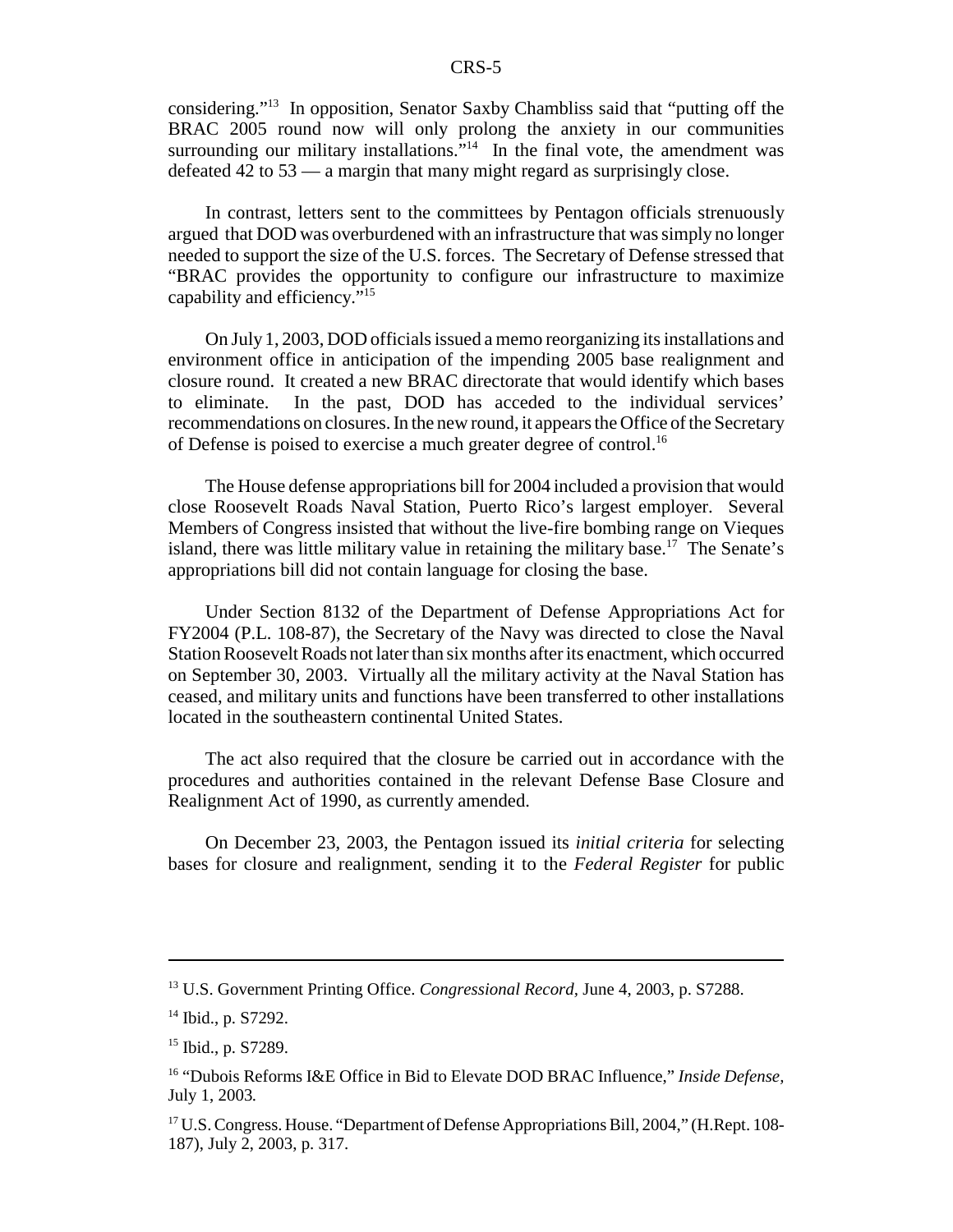considering."[13] In opposition, Senator Saxby Chambliss said that "putting off the BRAC 2005 round now will only prolong the anxiety in our communities surrounding our military installations."[14] In the final vote, the amendment was defeated 42 to 53 — a margin that many might regard as surprisingly close.

In contrast, letters sent to the committees by Pentagon officials strenuously argued that DOD was overburdened with an infrastructure that was simply no longer needed to support the size of the U.S. forces. The Secretary of Defense stressed that "BRAC provides the opportunity to configure our infrastructure to maximize capability and efficiency."[15]

On July 1, 2003, DOD officials issued a memo reorganizing its installations and environment office in anticipation of the impending 2005 base realignment and closure round. It created a new BRAC directorate that would identify which bases to eliminate. In the past, DOD has acceded to the individual services' recommendations on closures. In the new round, it appears the Office of the Secretary of Defense is poised to exercise a much greater degree of control.[16]

The House defense appropriations bill for 2004 included a provision that would close Roosevelt Roads Naval Station, Puerto Rico's largest employer. Several Members of Congress insisted that without the live-fire bombing range on Vieques island, there was little military value in retaining the military base.[17] The Senate's appropriations bill did not contain language for closing the base.

Under Section 8132 of the Department of Defense Appropriations Act for FY2004 (P.L. 108-87), the Secretary of the Navy was directed to close the Naval Station Roosevelt Roads not later than six months after its enactment, which occurred on September 30, 2003. Virtually all the military activity at the Naval Station has ceased, and military units and functions have been transferred to other installations located in the southeastern continental United States.

The act also required that the closure be carried out in accordance with the procedures and authorities contained in the relevant Defense Base Closure and Realignment Act of 1990, as currently amended.

On December 23, 2003, the Pentagon issued its *initial criteria* for selecting bases for closure and realignment, sending it to the *Federal Register* for public

---

[13] U.S. Government Printing Office. *Congressional Record*, June 4, 2003, p. S7288.

[14] Ibid., p. S7292.

[15] Ibid., p. S7289.

[16] "Dubois Reforms I&E Office in Bid to Elevate DOD BRAC Influence," *Inside Defense*, July 1, 2003.

[17] U.S. Congress. House. "Department of Defense Appropriations Bill, 2004," (H.Rept. 108-187), July 2, 2003, p. 317.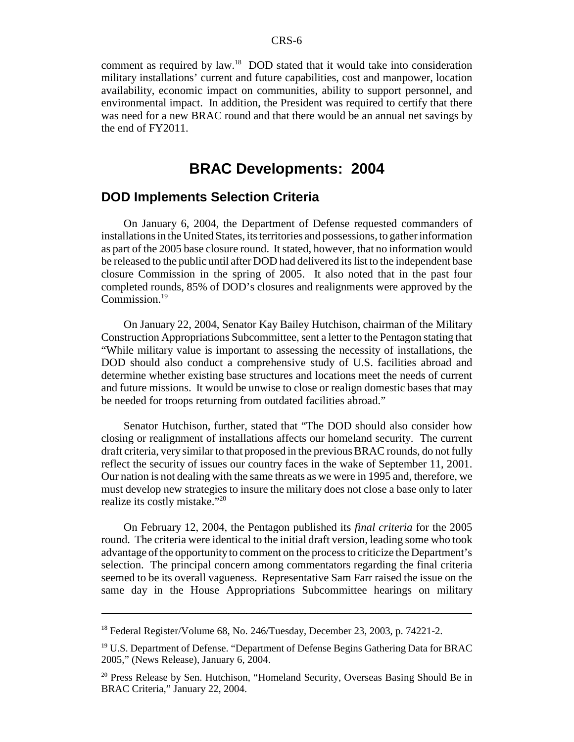comment as required by law.[18] DOD stated that it would take into consideration military installations' current and future capabilities, cost and manpower, location availability, economic impact on communities, ability to support personnel, and environmental impact. In addition, the President was required to certify that there was need for a new BRAC round and that there would be an annual net savings by the end of FY2011.

## BRAC Developments: 2004

### DOD Implements Selection Criteria

On January 6, 2004, the Department of Defense requested commanders of installations in the United States, its territories and possessions, to gather information as part of the 2005 base closure round. It stated, however, that no information would be released to the public until after DOD had delivered its list to the independent base closure Commission in the spring of 2005. It also noted that in the past four completed rounds, 85% of DOD's closures and realignments were approved by the Commission.[19]

On January 22, 2004, Senator Kay Bailey Hutchison, chairman of the Military Construction Appropriations Subcommittee, sent a letter to the Pentagon stating that "While military value is important to assessing the necessity of installations, the DOD should also conduct a comprehensive study of U.S. facilities abroad and determine whether existing base structures and locations meet the needs of current and future missions. It would be unwise to close or realign domestic bases that may be needed for troops returning from outdated facilities abroad."

Senator Hutchison, further, stated that "The DOD should also consider how closing or realignment of installations affects our homeland security. The current draft criteria, very similar to that proposed in the previous BRAC rounds, do not fully reflect the security of issues our country faces in the wake of September 11, 2001. Our nation is not dealing with the same threats as we were in 1995 and, therefore, we must develop new strategies to insure the military does not close a base only to later realize its costly mistake."[20]

On February 12, 2004, the Pentagon published its *final criteria* for the 2005 round. The criteria were identical to the initial draft version, leading some who took advantage of the opportunity to comment on the process to criticize the Department's selection. The principal concern among commentators regarding the final criteria seemed to be its overall vagueness. Representative Sam Farr raised the issue on the same day in the House Appropriations Subcommittee hearings on military

---

[18] Federal Register/Volume 68, No. 246/Tuesday, December 23, 2003, p. 74221-2.

[19] U.S. Department of Defense. "Department of Defense Begins Gathering Data for BRAC 2005," (News Release), January 6, 2004.

[20] Press Release by Sen. Hutchison, "Homeland Security, Overseas Basing Should Be in BRAC Criteria," January 22, 2004.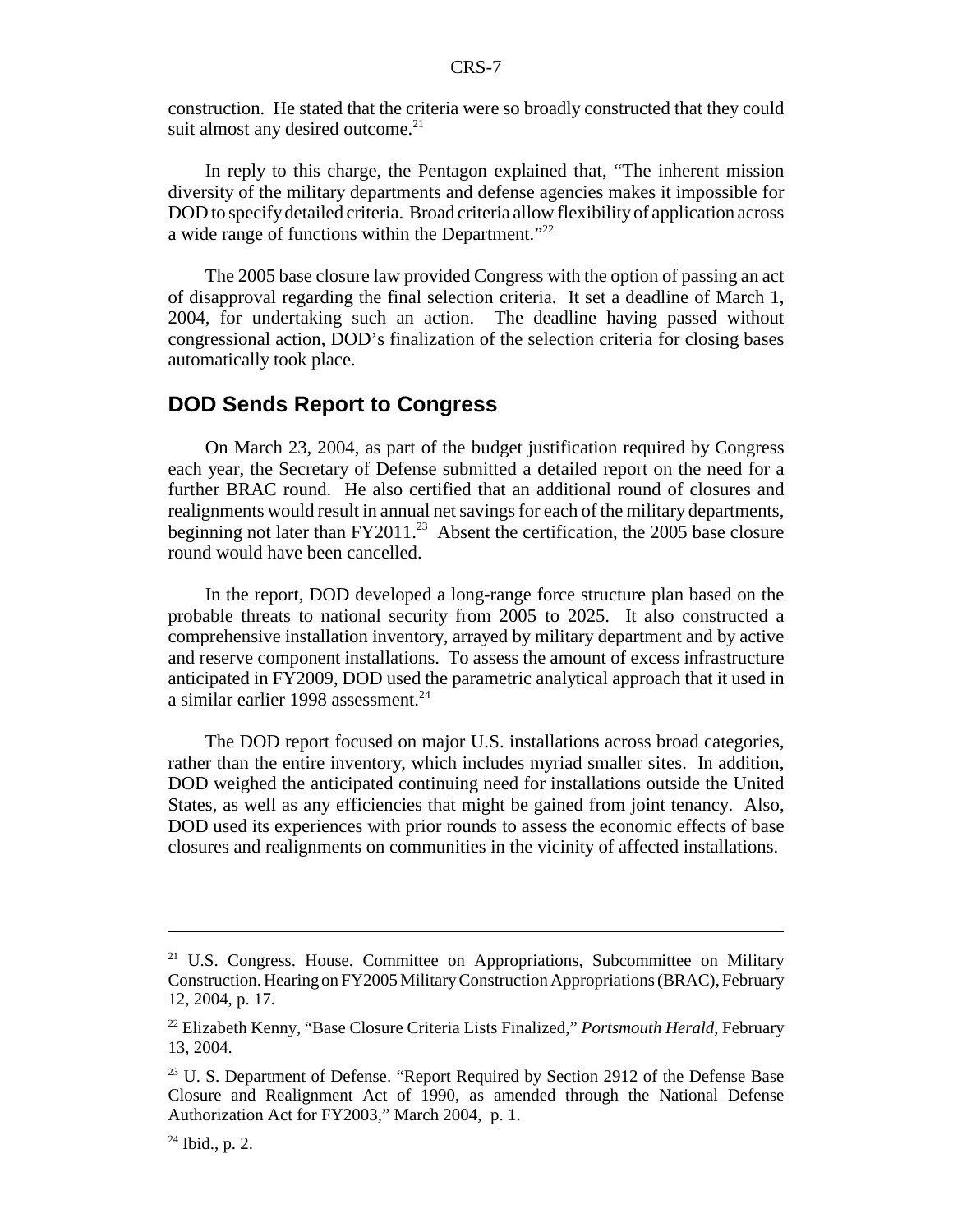construction. He stated that the criteria were so broadly constructed that they could suit almost any desired outcome.[21]

In reply to this charge, the Pentagon explained that, "The inherent mission diversity of the military departments and defense agencies makes it impossible for DOD to specify detailed criteria. Broad criteria allow flexibility of application across a wide range of functions within the Department."[22]

The 2005 base closure law provided Congress with the option of passing an act of disapproval regarding the final selection criteria. It set a deadline of March 1, 2004, for undertaking such an action. The deadline having passed without congressional action, DOD's finalization of the selection criteria for closing bases automatically took place.

## DOD Sends Report to Congress

On March 23, 2004, as part of the budget justification required by Congress each year, the Secretary of Defense submitted a detailed report on the need for a further BRAC round. He also certified that an additional round of closures and realignments would result in annual net savings for each of the military departments, beginning not later than FY2011.[23] Absent the certification, the 2005 base closure round would have been cancelled.

In the report, DOD developed a long-range force structure plan based on the probable threats to national security from 2005 to 2025. It also constructed a comprehensive installation inventory, arrayed by military department and by active and reserve component installations. To assess the amount of excess infrastructure anticipated in FY2009, DOD used the parametric analytical approach that it used in a similar earlier 1998 assessment.[24]

The DOD report focused on major U.S. installations across broad categories, rather than the entire inventory, which includes myriad smaller sites. In addition, DOD weighed the anticipated continuing need for installations outside the United States, as well as any efficiencies that might be gained from joint tenancy. Also, DOD used its experiences with prior rounds to assess the economic effects of base closures and realignments on communities in the vicinity of affected installations.

---

[21] U.S. Congress. House. Committee on Appropriations, Subcommittee on Military Construction. Hearing on FY2005 Military Construction Appropriations (BRAC), February 12, 2004, p. 17.

[22] Elizabeth Kenny, "Base Closure Criteria Lists Finalized," *Portsmouth Herald*, February 13, 2004.

[23] U. S. Department of Defense. "Report Required by Section 2912 of the Defense Base Closure and Realignment Act of 1990, as amended through the National Defense Authorization Act for FY2003," March 2004, p. 1.

[24] Ibid., p. 2.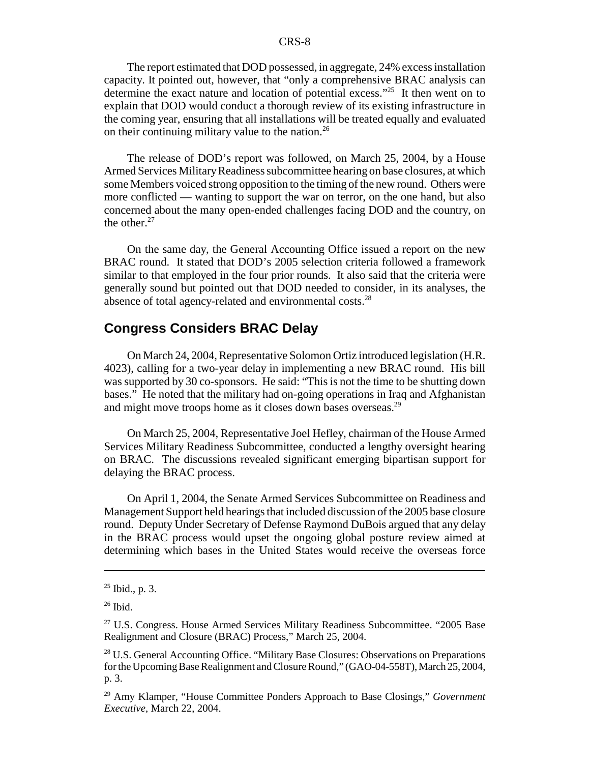The report estimated that DOD possessed, in aggregate, 24% excess installation capacity. It pointed out, however, that "only a comprehensive BRAC analysis can determine the exact nature and location of potential excess."[25] It then went on to explain that DOD would conduct a thorough review of its existing infrastructure in the coming year, ensuring that all installations will be treated equally and evaluated on their continuing military value to the nation.[26]

The release of DOD's report was followed, on March 25, 2004, by a House Armed Services Military Readiness subcommittee hearing on base closures, at which some Members voiced strong opposition to the timing of the new round. Others were more conflicted — wanting to support the war on terror, on the one hand, but also concerned about the many open-ended challenges facing DOD and the country, on the other.[27]

On the same day, the General Accounting Office issued a report on the new BRAC round. It stated that DOD's 2005 selection criteria followed a framework similar to that employed in the four prior rounds. It also said that the criteria were generally sound but pointed out that DOD needed to consider, in its analyses, the absence of total agency-related and environmental costs.[28]

## Congress Considers BRAC Delay

On March 24, 2004, Representative Solomon Ortiz introduced legislation (H.R. 4023), calling for a two-year delay in implementing a new BRAC round. His bill was supported by 30 co-sponsors. He said: "This is not the time to be shutting down bases." He noted that the military had on-going operations in Iraq and Afghanistan and might move troops home as it closes down bases overseas.[29]

On March 25, 2004, Representative Joel Hefley, chairman of the House Armed Services Military Readiness Subcommittee, conducted a lengthy oversight hearing on BRAC. The discussions revealed significant emerging bipartisan support for delaying the BRAC process.

On April 1, 2004, the Senate Armed Services Subcommittee on Readiness and Management Support held hearings that included discussion of the 2005 base closure round. Deputy Under Secretary of Defense Raymond DuBois argued that any delay in the BRAC process would upset the ongoing global posture review aimed at determining which bases in the United States would receive the overseas force

---

[25] Ibid., p. 3.

[26] Ibid.

[27] U.S. Congress. House Armed Services Military Readiness Subcommittee. "2005 Base Realignment and Closure (BRAC) Process," March 25, 2004.

[28] U.S. General Accounting Office. "Military Base Closures: Observations on Preparations for the Upcoming Base Realignment and Closure Round," (GAO-04-558T), March 25, 2004, p. 3.

[29] Amy Klamper, "House Committee Ponders Approach to Base Closings," *Government Executive*, March 22, 2004.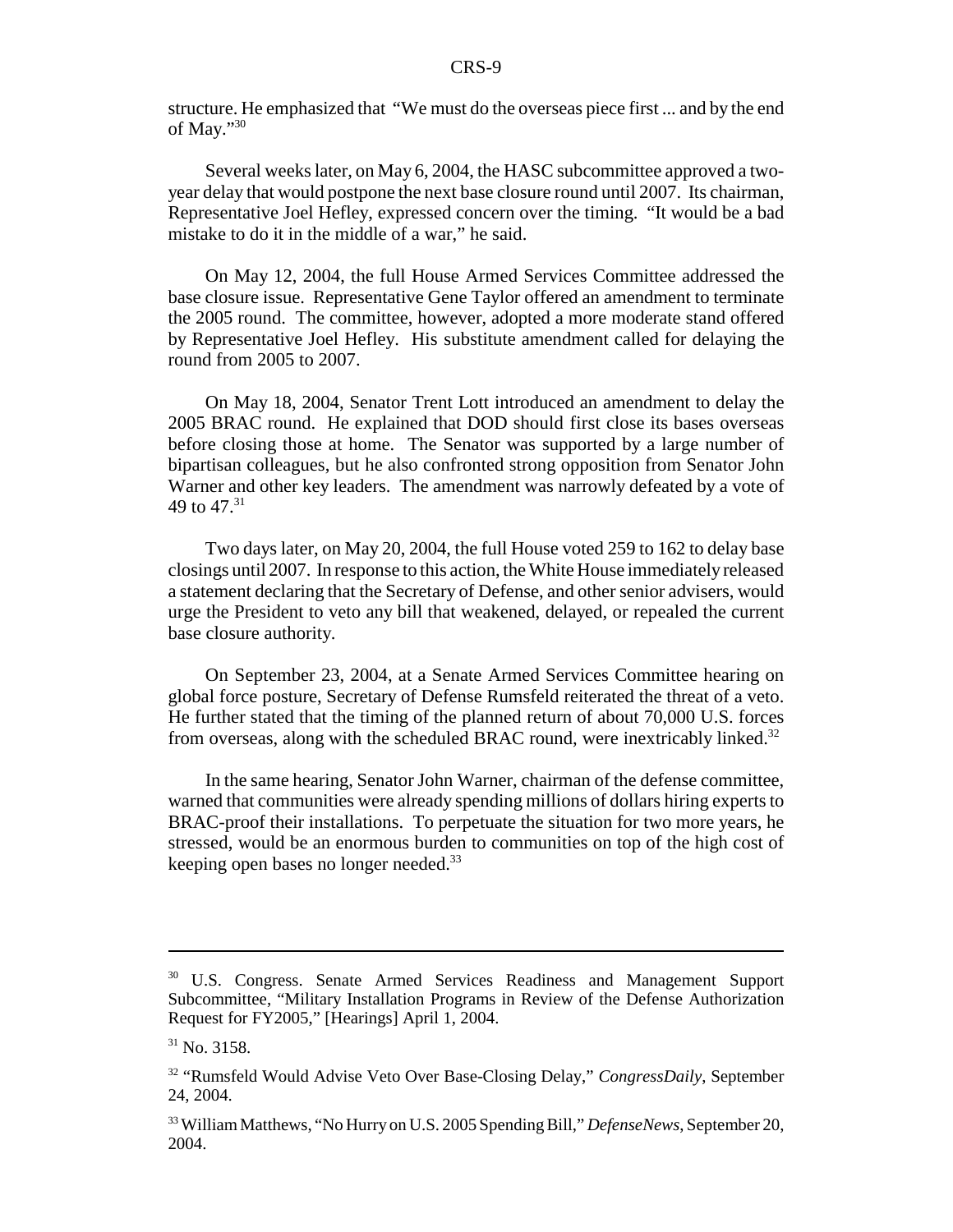structure. He emphasized that "We must do the overseas piece first ... and by the end of May."[30]

Several weeks later, on May 6, 2004, the HASC subcommittee approved a two-year delay that would postpone the next base closure round until 2007. Its chairman, Representative Joel Hefley, expressed concern over the timing. "It would be a bad mistake to do it in the middle of a war," he said.

On May 12, 2004, the full House Armed Services Committee addressed the base closure issue. Representative Gene Taylor offered an amendment to terminate the 2005 round. The committee, however, adopted a more moderate stand offered by Representative Joel Hefley. His substitute amendment called for delaying the round from 2005 to 2007.

On May 18, 2004, Senator Trent Lott introduced an amendment to delay the 2005 BRAC round. He explained that DOD should first close its bases overseas before closing those at home. The Senator was supported by a large number of bipartisan colleagues, but he also confronted strong opposition from Senator John Warner and other key leaders. The amendment was narrowly defeated by a vote of 49 to 47.[31]

Two days later, on May 20, 2004, the full House voted 259 to 162 to delay base closings until 2007. In response to this action, the White House immediately released a statement declaring that the Secretary of Defense, and other senior advisers, would urge the President to veto any bill that weakened, delayed, or repealed the current base closure authority.

On September 23, 2004, at a Senate Armed Services Committee hearing on global force posture, Secretary of Defense Rumsfeld reiterated the threat of a veto. He further stated that the timing of the planned return of about 70,000 U.S. forces from overseas, along with the scheduled BRAC round, were inextricably linked.[32]

In the same hearing, Senator John Warner, chairman of the defense committee, warned that communities were already spending millions of dollars hiring experts to BRAC-proof their installations. To perpetuate the situation for two more years, he stressed, would be an enormous burden to communities on top of the high cost of keeping open bases no longer needed.[33]

---

[30] U.S. Congress. Senate Armed Services Readiness and Management Support Subcommittee, "Military Installation Programs in Review of the Defense Authorization Request for FY2005," [Hearings] April 1, 2004.

[31] No. 3158.

[32] "Rumsfeld Would Advise Veto Over Base-Closing Delay," *CongressDaily*, September 24, 2004.

[33] William Matthews, "No Hurry on U.S. 2005 Spending Bill," *DefenseNews*, September 20, 2004.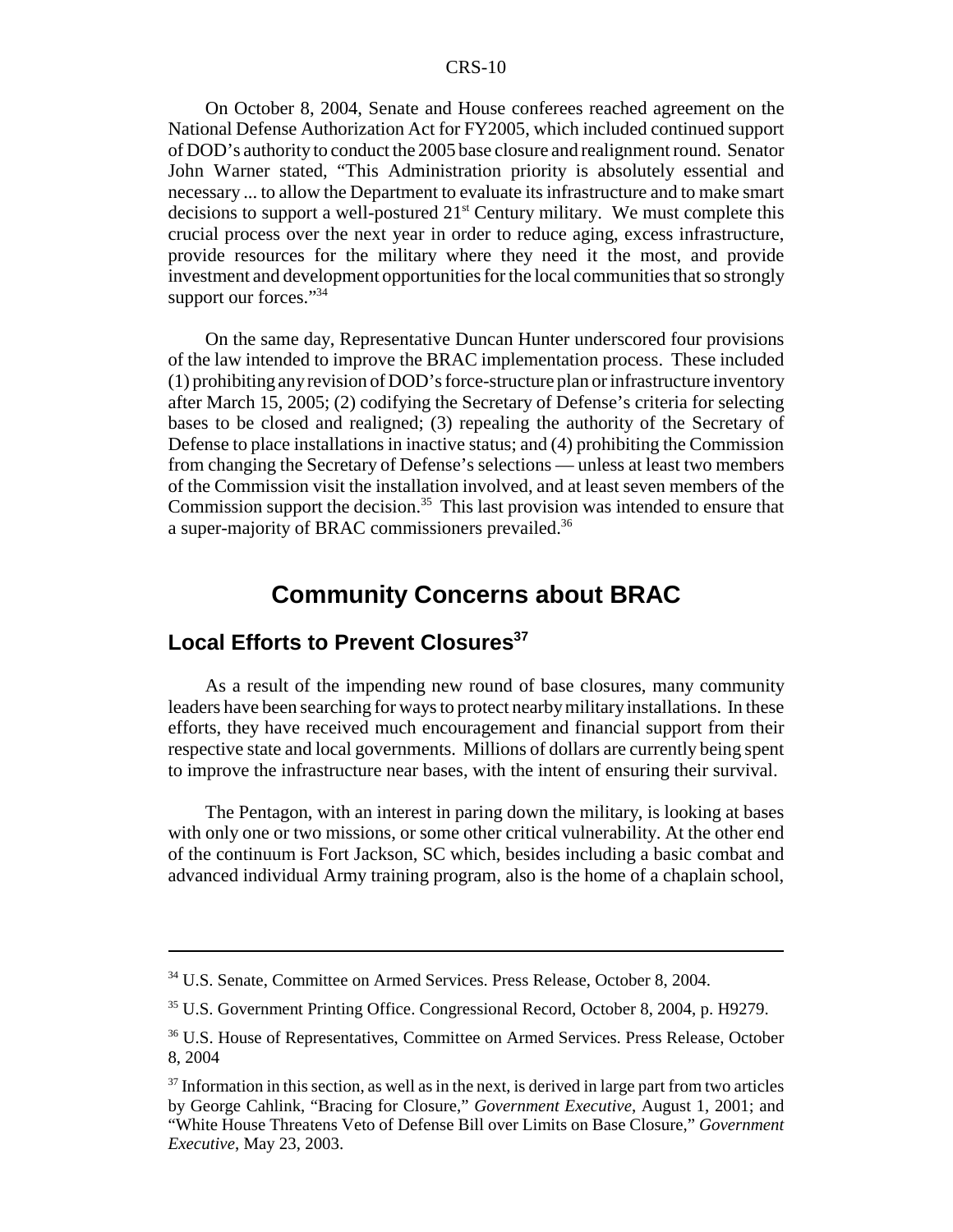On October 8, 2004, Senate and House conferees reached agreement on the National Defense Authorization Act for FY2005, which included continued support of DOD's authority to conduct the 2005 base closure and realignment round. Senator John Warner stated, "This Administration priority is absolutely essential and necessary ... to allow the Department to evaluate its infrastructure and to make smart decisions to support a well-postured 21st Century military. We must complete this crucial process over the next year in order to reduce aging, excess infrastructure, provide resources for the military where they need it the most, and provide investment and development opportunities for the local communities that so strongly support our forces."[34]

On the same day, Representative Duncan Hunter underscored four provisions of the law intended to improve the BRAC implementation process. These included (1) prohibiting any revision of DOD's force-structure plan or infrastructure inventory after March 15, 2005; (2) codifying the Secretary of Defense's criteria for selecting bases to be closed and realigned; (3) repealing the authority of the Secretary of Defense to place installations in inactive status; and (4) prohibiting the Commission from changing the Secretary of Defense's selections — unless at least two members of the Commission visit the installation involved, and at least seven members of the Commission support the decision.[35] This last provision was intended to ensure that a super-majority of BRAC commissioners prevailed.[36]

## Community Concerns about BRAC

### Local Efforts to Prevent Closures[37]

As a result of the impending new round of base closures, many community leaders have been searching for ways to protect nearby military installations. In these efforts, they have received much encouragement and financial support from their respective state and local governments. Millions of dollars are currently being spent to improve the infrastructure near bases, with the intent of ensuring their survival.

The Pentagon, with an interest in paring down the military, is looking at bases with only one or two missions, or some other critical vulnerability. At the other end of the continuum is Fort Jackson, SC which, besides including a basic combat and advanced individual Army training program, also is the home of a chaplain school,

---

[34] U.S. Senate, Committee on Armed Services. Press Release, October 8, 2004.

[35] U.S. Government Printing Office. Congressional Record, October 8, 2004, p. H9279.

[36] U.S. House of Representatives, Committee on Armed Services. Press Release, October 8, 2004

[37] Information in this section, as well as in the next, is derived in large part from two articles by George Cahlink, "Bracing for Closure," *Government Executive*, August 1, 2001; and "White House Threatens Veto of Defense Bill over Limits on Base Closure," *Government Executive*, May 23, 2003.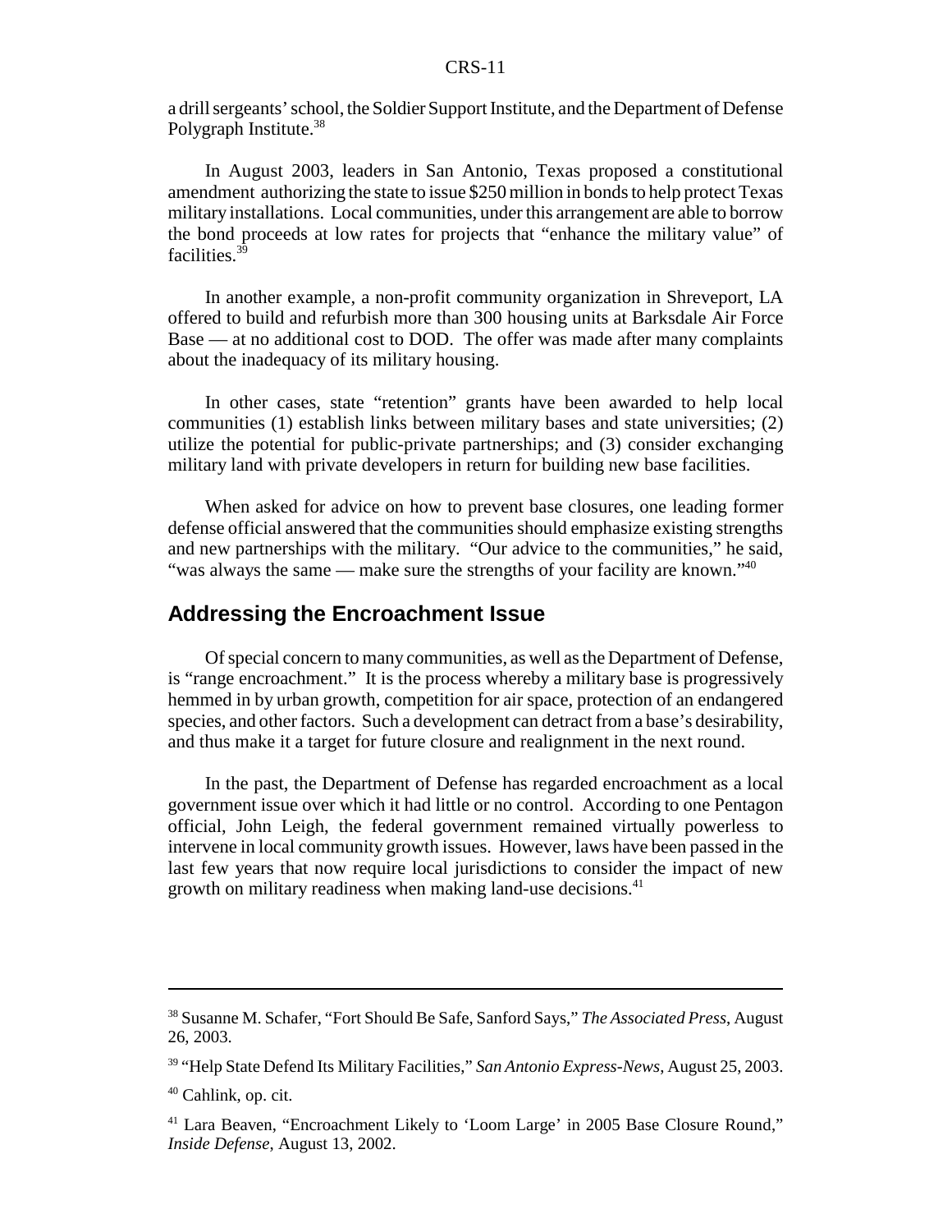a drill sergeants' school, the Soldier Support Institute, and the Department of Defense Polygraph Institute.[38]

In August 2003, leaders in San Antonio, Texas proposed a constitutional amendment authorizing the state to issue $250 million in bonds to help protect Texas military installations. Local communities, under this arrangement are able to borrow the bond proceeds at low rates for projects that "enhance the military value" of facilities.[39]

In another example, a non-profit community organization in Shreveport, LA offered to build and refurbish more than 300 housing units at Barksdale Air Force Base — at no additional cost to DOD. The offer was made after many complaints about the inadequacy of its military housing.

In other cases, state "retention" grants have been awarded to help local communities (1) establish links between military bases and state universities; (2) utilize the potential for public-private partnerships; and (3) consider exchanging military land with private developers in return for building new base facilities.

When asked for advice on how to prevent base closures, one leading former defense official answered that the communities should emphasize existing strengths and new partnerships with the military. "Our advice to the communities," he said, "was always the same — make sure the strengths of your facility are known."[40]

## Addressing the Encroachment Issue

Of special concern to many communities, as well as the Department of Defense, is "range encroachment." It is the process whereby a military base is progressively hemmed in by urban growth, competition for air space, protection of an endangered species, and other factors. Such a development can detract from a base's desirability, and thus make it a target for future closure and realignment in the next round.

In the past, the Department of Defense has regarded encroachment as a local government issue over which it had little or no control. According to one Pentagon official, John Leigh, the federal government remained virtually powerless to intervene in local community growth issues. However, laws have been passed in the last few years that now require local jurisdictions to consider the impact of new growth on military readiness when making land-use decisions.[41]

---

[38] Susanne M. Schafer, "Fort Should Be Safe, Sanford Says," *The Associated Press*, August 26, 2003.

[39] "Help State Defend Its Military Facilities," *San Antonio Express-News*, August 25, 2003.

[40] Cahlink, op. cit.

[41] Lara Beaven, "Encroachment Likely to 'Loom Large' in 2005 Base Closure Round," *Inside Defense*, August 13, 2002.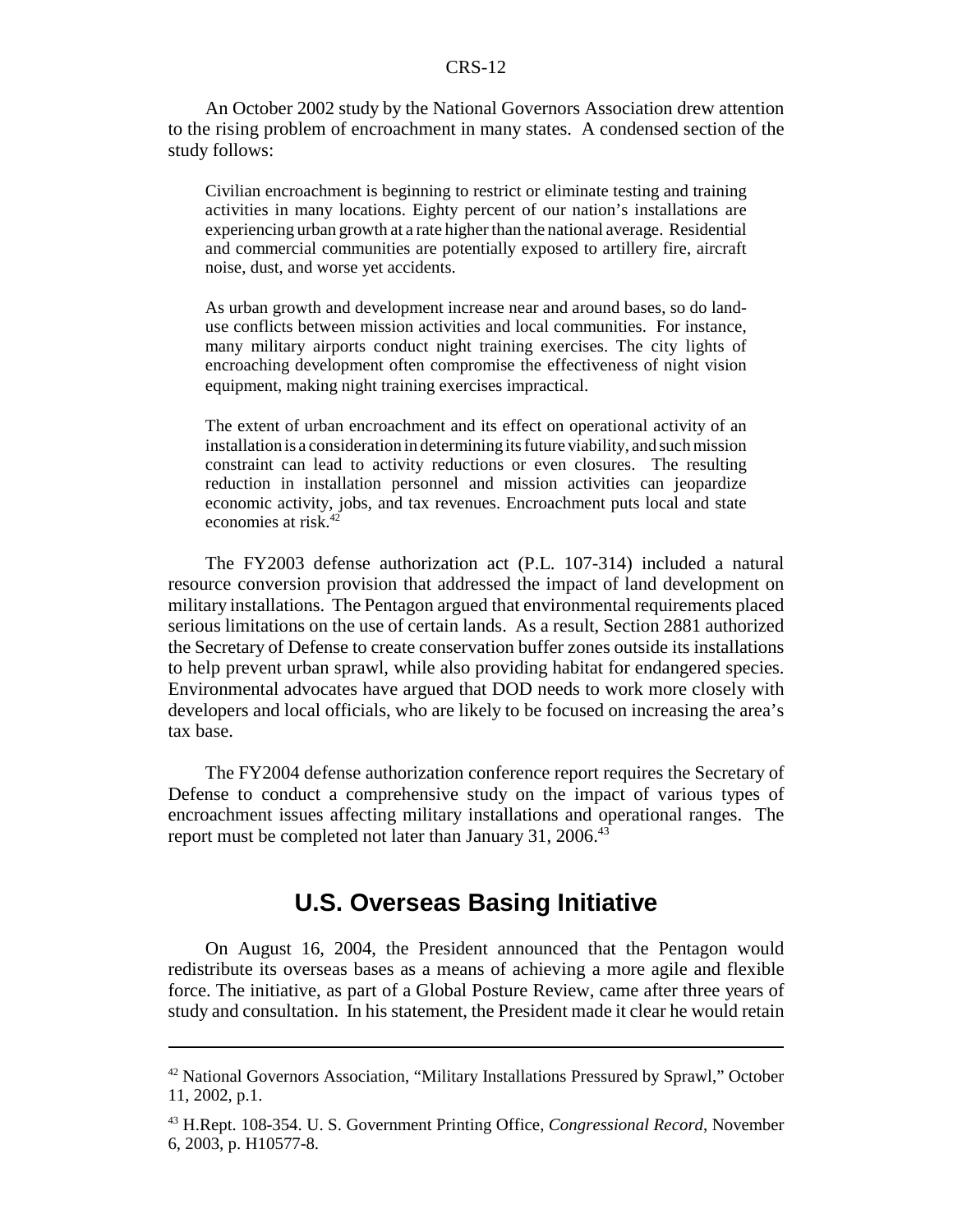An October 2002 study by the National Governors Association drew attention to the rising problem of encroachment in many states. A condensed section of the study follows:

> Civilian encroachment is beginning to restrict or eliminate testing and training activities in many locations. Eighty percent of our nation's installations are experiencing urban growth at a rate higher than the national average. Residential and commercial communities are potentially exposed to artillery fire, aircraft noise, dust, and worse yet accidents.
>
> As urban growth and development increase near and around bases, so do land-use conflicts between mission activities and local communities. For instance, many military airports conduct night training exercises. The city lights of encroaching development often compromise the effectiveness of night vision equipment, making night training exercises impractical.
>
> The extent of urban encroachment and its effect on operational activity of an installation is a consideration in determining its future viability, and such mission constraint can lead to activity reductions or even closures. The resulting reduction in installation personnel and mission activities can jeopardize economic activity, jobs, and tax revenues. Encroachment puts local and state economies at risk.[42]

The FY2003 defense authorization act (P.L. 107-314) included a natural resource conversion provision that addressed the impact of land development on military installations. The Pentagon argued that environmental requirements placed serious limitations on the use of certain lands. As a result, Section 2881 authorized the Secretary of Defense to create conservation buffer zones outside its installations to help prevent urban sprawl, while also providing habitat for endangered species. Environmental advocates have argued that DOD needs to work more closely with developers and local officials, who are likely to be focused on increasing the area's tax base.

The FY2004 defense authorization conference report requires the Secretary of Defense to conduct a comprehensive study on the impact of various types of encroachment issues affecting military installations and operational ranges. The report must be completed not later than January 31, 2006.[43]

## U.S. Overseas Basing Initiative

On August 16, 2004, the President announced that the Pentagon would redistribute its overseas bases as a means of achieving a more agile and flexible force. The initiative, as part of a Global Posture Review, came after three years of study and consultation. In his statement, the President made it clear he would retain

---

[42] National Governors Association, "Military Installations Pressured by Sprawl," October 11, 2002, p.1.

[43] H.Rept. 108-354. U. S. Government Printing Office, *Congressional Record*, November 6, 2003, p. H10577-8.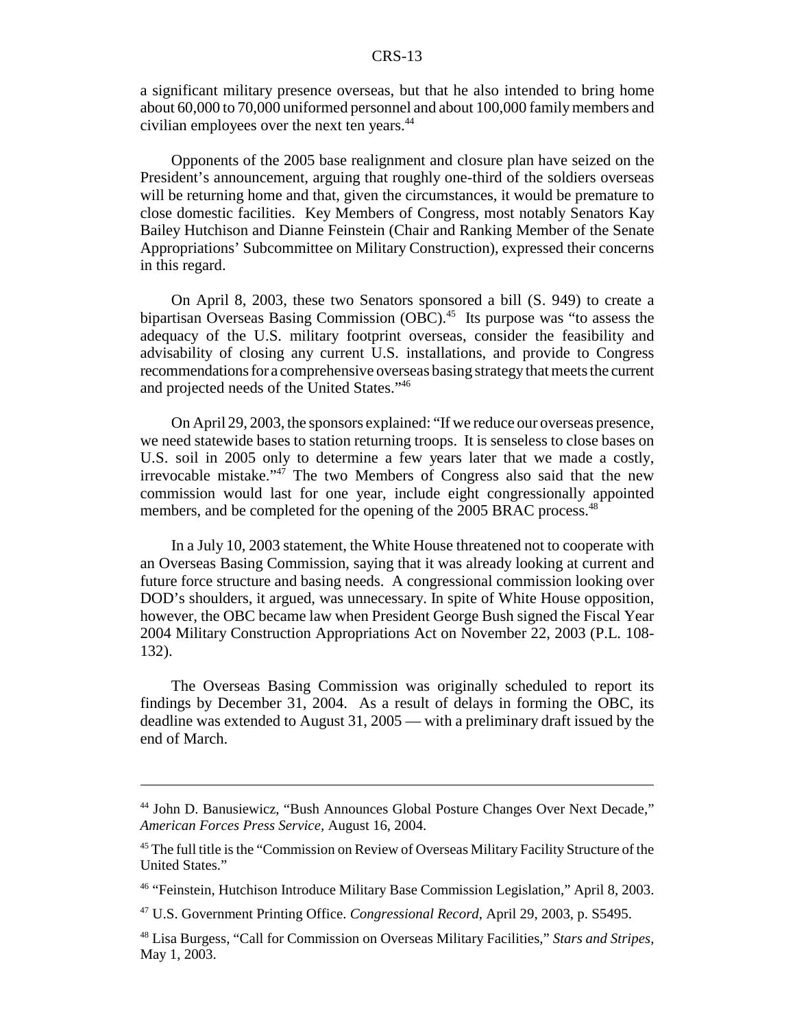a significant military presence overseas, but that he also intended to bring home about 60,000 to 70,000 uniformed personnel and about 100,000 family members and civilian employees over the next ten years.[44]

Opponents of the 2005 base realignment and closure plan have seized on the President's announcement, arguing that roughly one-third of the soldiers overseas will be returning home and that, given the circumstances, it would be premature to close domestic facilities. Key Members of Congress, most notably Senators Kay Bailey Hutchison and Dianne Feinstein (Chair and Ranking Member of the Senate Appropriations' Subcommittee on Military Construction), expressed their concerns in this regard.

On April 8, 2003, these two Senators sponsored a bill (S. 949) to create a bipartisan Overseas Basing Commission (OBC).[45] Its purpose was "to assess the adequacy of the U.S. military footprint overseas, consider the feasibility and advisability of closing any current U.S. installations, and provide to Congress recommendations for a comprehensive overseas basing strategy that meets the current and projected needs of the United States."[46]

On April 29, 2003, the sponsors explained: "If we reduce our overseas presence, we need statewide bases to station returning troops. It is senseless to close bases on U.S. soil in 2005 only to determine a few years later that we made a costly, irrevocable mistake."[47] The two Members of Congress also said that the new commission would last for one year, include eight congressionally appointed members, and be completed for the opening of the 2005 BRAC process.[48]

In a July 10, 2003 statement, the White House threatened not to cooperate with an Overseas Basing Commission, saying that it was already looking at current and future force structure and basing needs. A congressional commission looking over DOD's shoulders, it argued, was unnecessary. In spite of White House opposition, however, the OBC became law when President George Bush signed the Fiscal Year 2004 Military Construction Appropriations Act on November 22, 2003 (P.L. 108-132).

The Overseas Basing Commission was originally scheduled to report its findings by December 31, 2004. As a result of delays in forming the OBC, its deadline was extended to August 31, 2005 — with a preliminary draft issued by the end of March.

---

[44] John D. Banusiewicz, "Bush Announces Global Posture Changes Over Next Decade," *American Forces Press Service*, August 16, 2004.

[45] The full title is the "Commission on Review of Overseas Military Facility Structure of the United States."

[46] "Feinstein, Hutchison Introduce Military Base Commission Legislation," April 8, 2003.

[47] U.S. Government Printing Office. *Congressional Record*, April 29, 2003, p. S5495.

[48] Lisa Burgess, "Call for Commission on Overseas Military Facilities," *Stars and Stripes*, May 1, 2003.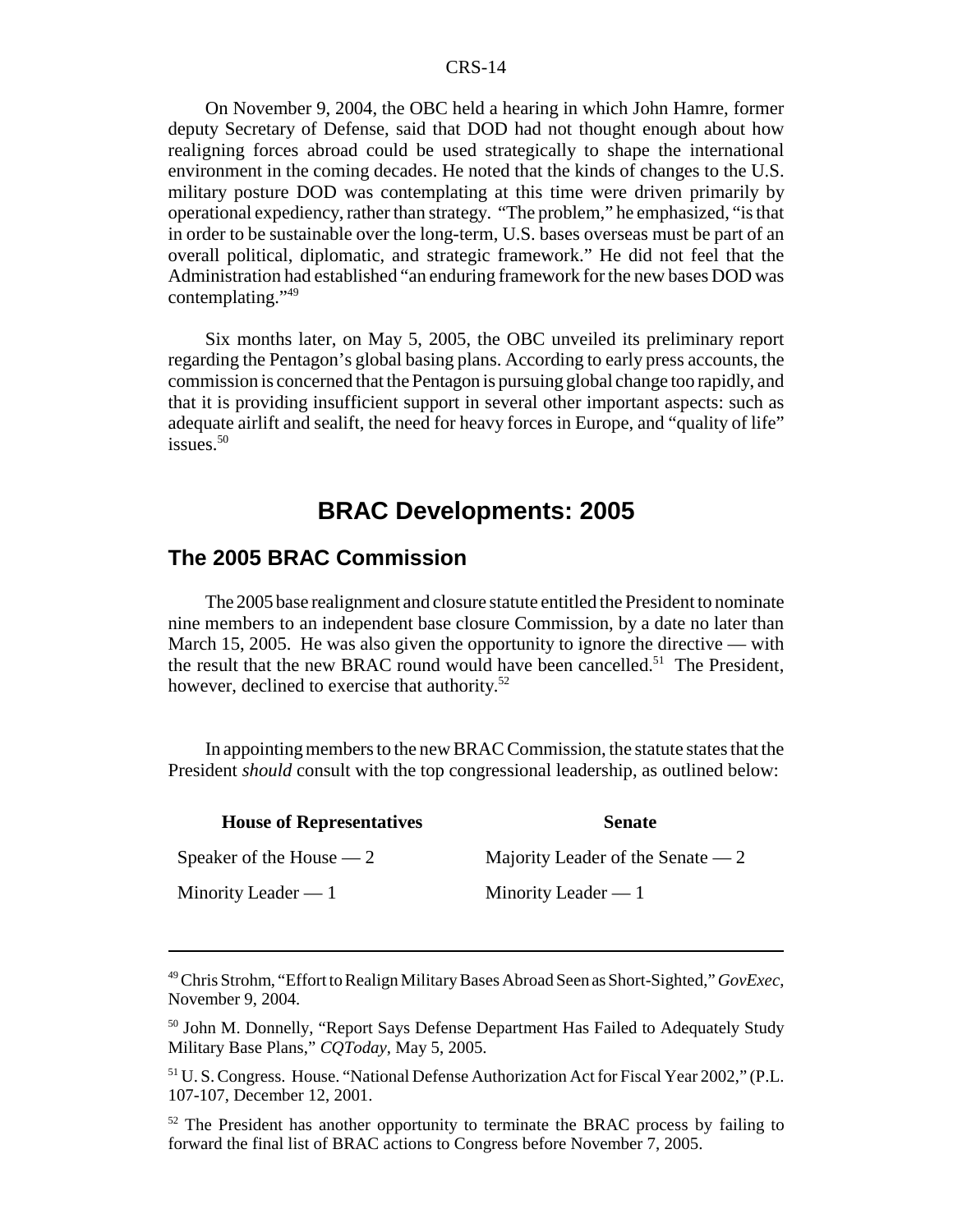On November 9, 2004, the OBC held a hearing in which John Hamre, former deputy Secretary of Defense, said that DOD had not thought enough about how realigning forces abroad could be used strategically to shape the international environment in the coming decades. He noted that the kinds of changes to the U.S. military posture DOD was contemplating at this time were driven primarily by operational expediency, rather than strategy. "The problem," he emphasized, "is that in order to be sustainable over the long-term, U.S. bases overseas must be part of an overall political, diplomatic, and strategic framework." He did not feel that the Administration had established "an enduring framework for the new bases DOD was contemplating."[49]

Six months later, on May 5, 2005, the OBC unveiled its preliminary report regarding the Pentagon's global basing plans. According to early press accounts, the commission is concerned that the Pentagon is pursuing global change too rapidly, and that it is providing insufficient support in several other important aspects: such as adequate airlift and sealift, the need for heavy forces in Europe, and "quality of life" issues.[50]

# BRAC Developments: 2005

## The 2005 BRAC Commission

The 2005 base realignment and closure statute entitled the President to nominate nine members to an independent base closure Commission, by a date no later than March 15, 2005. He was also given the opportunity to ignore the directive — with the result that the new BRAC round would have been cancelled.[51] The President, however, declined to exercise that authority.[52]

In appointing members to the new BRAC Commission, the statute states that the President *should* consult with the top congressional leadership, as outlined below:

| House of Representatives | Senate |
|---|---|
| Speaker of the House — 2 | Majority Leader of the Senate — 2 |
| Minority Leader — 1 | Minority Leader — 1 |

---

[49] Chris Strohm, "Effort to Realign Military Bases Abroad Seen as Short-Sighted," *GovExec*, November 9, 2004.

[50] John M. Donnelly, "Report Says Defense Department Has Failed to Adequately Study Military Base Plans," *CQToday*, May 5, 2005.

[51] U. S. Congress. House. "National Defense Authorization Act for Fiscal Year 2002," (P.L. 107-107, December 12, 2001.

[52] The President has another opportunity to terminate the BRAC process by failing to forward the final list of BRAC actions to Congress before November 7, 2005.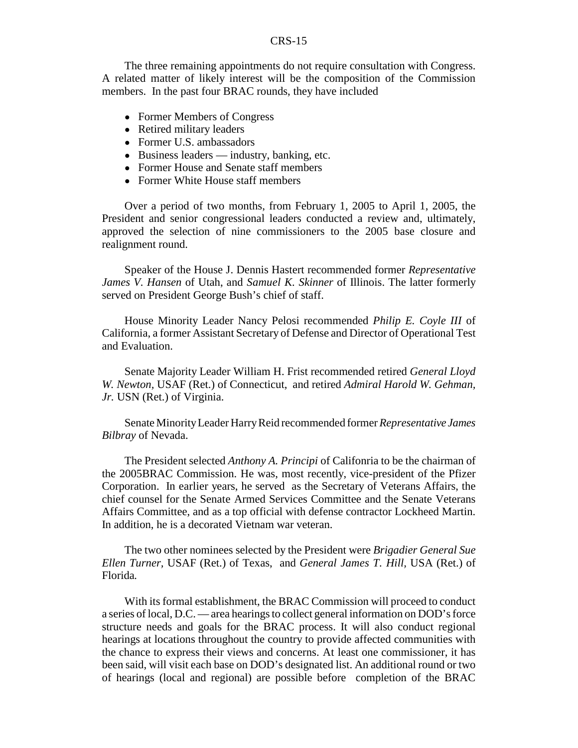The three remaining appointments do not require consultation with Congress. A related matter of likely interest will be the composition of the Commission members. In the past four BRAC rounds, they have included

- Former Members of Congress
- Retired military leaders
- Former U.S. ambassadors
- Business leaders — industry, banking, etc.
- Former House and Senate staff members
- Former White House staff members

Over a period of two months, from February 1, 2005 to April 1, 2005, the President and senior congressional leaders conducted a review and, ultimately, approved the selection of nine commissioners to the 2005 base closure and realignment round.

Speaker of the House J. Dennis Hastert recommended former *Representative James V. Hansen* of Utah, and *Samuel K. Skinner* of Illinois. The latter formerly served on President George Bush's chief of staff.

House Minority Leader Nancy Pelosi recommended *Philip E. Coyle III* of California, a former Assistant Secretary of Defense and Director of Operational Test and Evaluation.

Senate Majority Leader William H. Frist recommended retired *General Lloyd W. Newton*, USAF (Ret.) of Connecticut, and retired *Admiral Harold W. Gehman, Jr.* USN (Ret.) of Virginia.

Senate Minority Leader Harry Reid recommended former *Representative James Bilbray* of Nevada.

The President selected *Anthony A. Principi* of Califonria to be the chairman of the 2005BRAC Commission. He was, most recently, vice-president of the Pfizer Corporation. In earlier years, he served as the Secretary of Veterans Affairs, the chief counsel for the Senate Armed Services Committee and the Senate Veterans Affairs Committee, and as a top official with defense contractor Lockheed Martin. In addition, he is a decorated Vietnam war veteran.

The two other nominees selected by the President were *Brigadier General Sue Ellen Turner*, USAF (Ret.) of Texas, and *General James T. Hill*, USA (Ret.) of Florida.

With its formal establishment, the BRAC Commission will proceed to conduct a series of local, D.C. — area hearings to collect general information on DOD's force structure needs and goals for the BRAC process. It will also conduct regional hearings at locations throughout the country to provide affected communities with the chance to express their views and concerns. At least one commissioner, it has been said, will visit each base on DOD's designated list. An additional round or two of hearings (local and regional) are possible before completion of the BRAC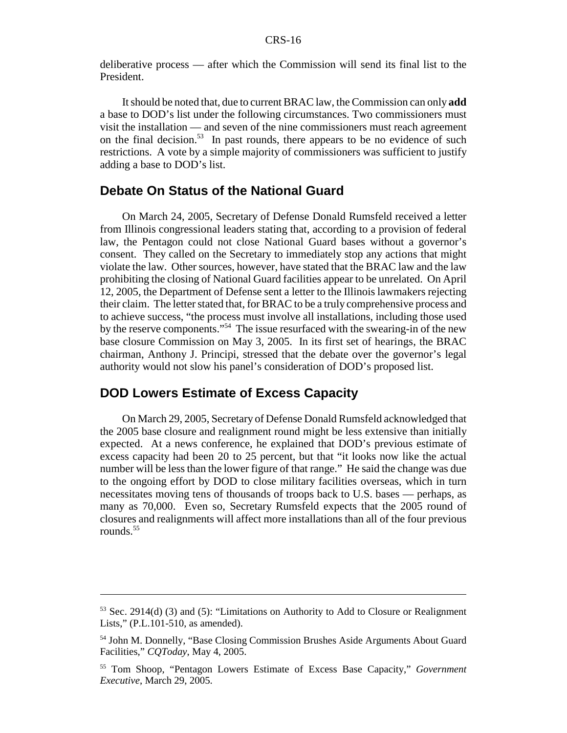deliberative process — after which the Commission will send its final list to the President.

It should be noted that, due to current BRAC law, the Commission can only **add** a base to DOD's list under the following circumstances. Two commissioners must visit the installation — and seven of the nine commissioners must reach agreement on the final decision.[53] In past rounds, there appears to be no evidence of such restrictions. A vote by a simple majority of commissioners was sufficient to justify adding a base to DOD's list.

## Debate On Status of the National Guard

On March 24, 2005, Secretary of Defense Donald Rumsfeld received a letter from Illinois congressional leaders stating that, according to a provision of federal law, the Pentagon could not close National Guard bases without a governor's consent. They called on the Secretary to immediately stop any actions that might violate the law. Other sources, however, have stated that the BRAC law and the law prohibiting the closing of National Guard facilities appear to be unrelated. On April 12, 2005, the Department of Defense sent a letter to the Illinois lawmakers rejecting their claim. The letter stated that, for BRAC to be a truly comprehensive process and to achieve success, "the process must involve all installations, including those used by the reserve components."[54] The issue resurfaced with the swearing-in of the new base closure Commission on May 3, 2005. In its first set of hearings, the BRAC chairman, Anthony J. Principi, stressed that the debate over the governor's legal authority would not slow his panel's consideration of DOD's proposed list.

## DOD Lowers Estimate of Excess Capacity

On March 29, 2005, Secretary of Defense Donald Rumsfeld acknowledged that the 2005 base closure and realignment round might be less extensive than initially expected. At a news conference, he explained that DOD's previous estimate of excess capacity had been 20 to 25 percent, but that "it looks now like the actual number will be less than the lower figure of that range." He said the change was due to the ongoing effort by DOD to close military facilities overseas, which in turn necessitates moving tens of thousands of troops back to U.S. bases — perhaps, as many as 70,000. Even so, Secretary Rumsfeld expects that the 2005 round of closures and realignments will affect more installations than all of the four previous rounds.[55]

---

[53] Sec. 2914(d) (3) and (5): "Limitations on Authority to Add to Closure or Realignment Lists," (P.L.101-510, as amended).

[54] John M. Donnelly, "Base Closing Commission Brushes Aside Arguments About Guard Facilities," *CQToday*, May 4, 2005.

[55] Tom Shoop, "Pentagon Lowers Estimate of Excess Base Capacity," *Government Executive*, March 29, 2005.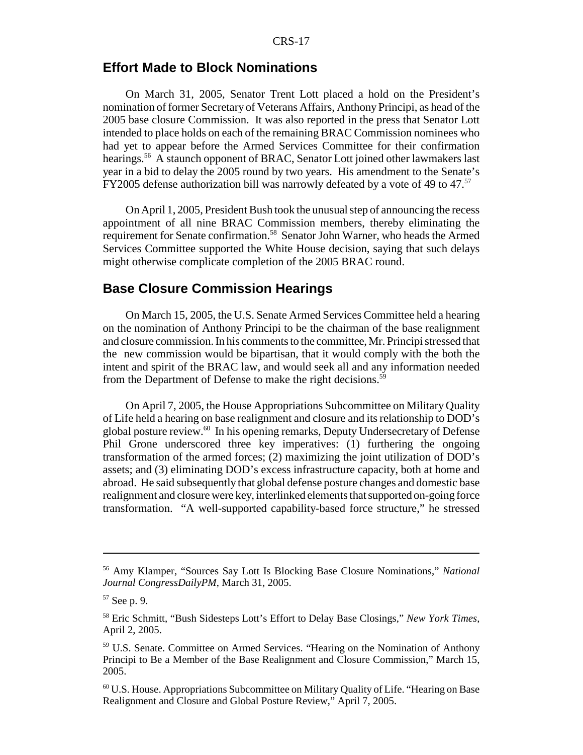## Effort Made to Block Nominations

On March 31, 2005, Senator Trent Lott placed a hold on the President's nomination of former Secretary of Veterans Affairs, Anthony Principi, as head of the 2005 base closure Commission. It was also reported in the press that Senator Lott intended to place holds on each of the remaining BRAC Commission nominees who had yet to appear before the Armed Services Committee for their confirmation hearings.[56] A staunch opponent of BRAC, Senator Lott joined other lawmakers last year in a bid to delay the 2005 round by two years. His amendment to the Senate's FY2005 defense authorization bill was narrowly defeated by a vote of 49 to 47.[57]

On April 1, 2005, President Bush took the unusual step of announcing the recess appointment of all nine BRAC Commission members, thereby eliminating the requirement for Senate confirmation.[58] Senator John Warner, who heads the Armed Services Committee supported the White House decision, saying that such delays might otherwise complicate completion of the 2005 BRAC round.

## Base Closure Commission Hearings

On March 15, 2005, the U.S. Senate Armed Services Committee held a hearing on the nomination of Anthony Principi to be the chairman of the base realignment and closure commission. In his comments to the committee, Mr. Principi stressed that the new commission would be bipartisan, that it would comply with the both the intent and spirit of the BRAC law, and would seek all and any information needed from the Department of Defense to make the right decisions.[59]

On April 7, 2005, the House Appropriations Subcommittee on Military Quality of Life held a hearing on base realignment and closure and its relationship to DOD's global posture review.[60] In his opening remarks, Deputy Undersecretary of Defense Phil Grone underscored three key imperatives: (1) furthering the ongoing transformation of the armed forces; (2) maximizing the joint utilization of DOD's assets; and (3) eliminating DOD's excess infrastructure capacity, both at home and abroad. He said subsequently that global defense posture changes and domestic base realignment and closure were key, interlinked elements that supported on-going force transformation. "A well-supported capability-based force structure," he stressed

---

[56] Amy Klamper, "Sources Say Lott Is Blocking Base Closure Nominations," *National Journal CongressDailyPM*, March 31, 2005.

[57] See p. 9.

[58] Eric Schmitt, "Bush Sidesteps Lott's Effort to Delay Base Closings," *New York Times*, April 2, 2005.

[59] U.S. Senate. Committee on Armed Services. "Hearing on the Nomination of Anthony Principi to Be a Member of the Base Realignment and Closure Commission," March 15, 2005.

[60] U.S. House. Appropriations Subcommittee on Military Quality of Life. "Hearing on Base Realignment and Closure and Global Posture Review," April 7, 2005.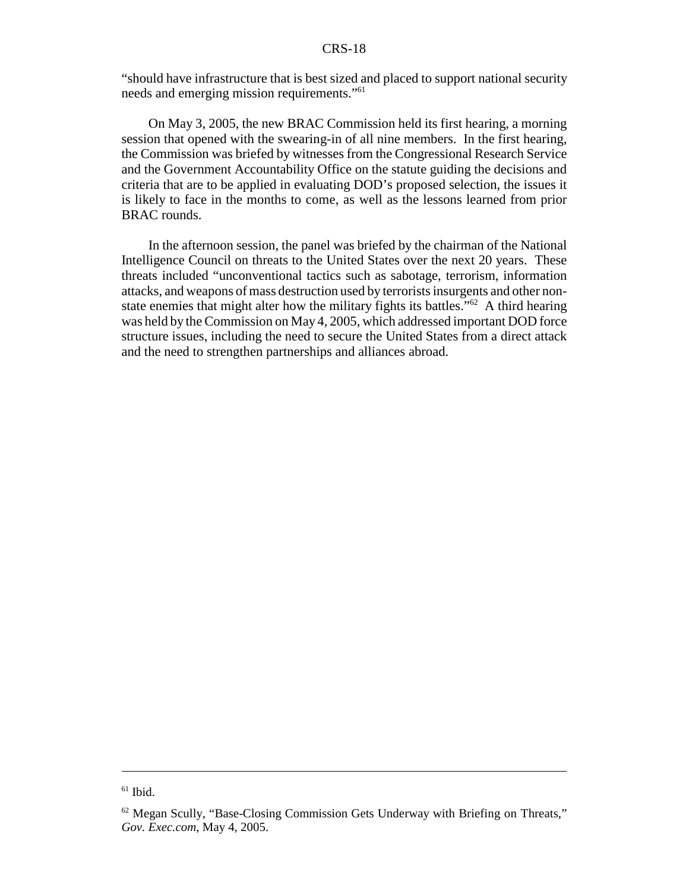"should have infrastructure that is best sized and placed to support national security needs and emerging mission requirements."[61]

On May 3, 2005, the new BRAC Commission held its first hearing, a morning session that opened with the swearing-in of all nine members. In the first hearing, the Commission was briefed by witnesses from the Congressional Research Service and the Government Accountability Office on the statute guiding the decisions and criteria that are to be applied in evaluating DOD's proposed selection, the issues it is likely to face in the months to come, as well as the lessons learned from prior BRAC rounds.

In the afternoon session, the panel was briefed by the chairman of the National Intelligence Council on threats to the United States over the next 20 years. These threats included "unconventional tactics such as sabotage, terrorism, information attacks, and weapons of mass destruction used by terrorists insurgents and other non-state enemies that might alter how the military fights its battles."[62] A third hearing was held by the Commission on May 4, 2005, which addressed important DOD force structure issues, including the need to secure the United States from a direct attack and the need to strengthen partnerships and alliances abroad.

---

[61] Ibid.

[62] Megan Scully, "Base-Closing Commission Gets Underway with Briefing on Threats," *Gov. Exec.com*, May 4, 2005.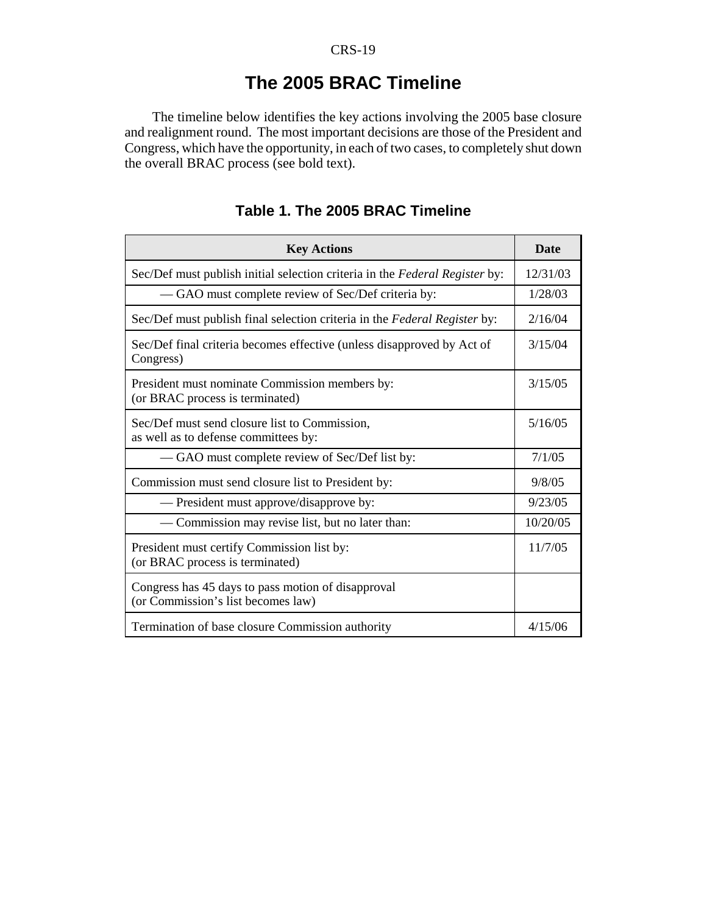# The 2005 BRAC Timeline

The timeline below identifies the key actions involving the 2005 base closure and realignment round. The most important decisions are those of the President and Congress, which have the opportunity, in each of two cases, to completely shut down the overall BRAC process (see bold text).

## Table 1. The 2005 BRAC Timeline

| Key Actions | Date |
|---|---|
| Sec/Def must publish initial selection criteria in the *Federal Register* by: | 12/31/03 |
| — GAO must complete review of Sec/Def criteria by: | 1/28/03 |
| Sec/Def must publish final selection criteria in the *Federal Register* by: | 2/16/04 |
| Sec/Def final criteria becomes effective (unless disapproved by Act of Congress) | 3/15/04 |
| President must nominate Commission members by:<br>(or BRAC process is terminated) | 3/15/05 |
| Sec/Def must send closure list to Commission,<br>as well as to defense committees by: | 5/16/05 |
| — GAO must complete review of Sec/Def list by: | 7/1/05 |
| Commission must send closure list to President by: | 9/8/05 |
| — President must approve/disapprove by: | 9/23/05 |
| — Commission may revise list, but no later than: | 10/20/05 |
| President must certify Commission list by:<br>(or BRAC process is terminated) | 11/7/05 |
| Congress has 45 days to pass motion of disapproval<br>(or Commission's list becomes law) | |
| Termination of base closure Commission authority | 4/15/06 |